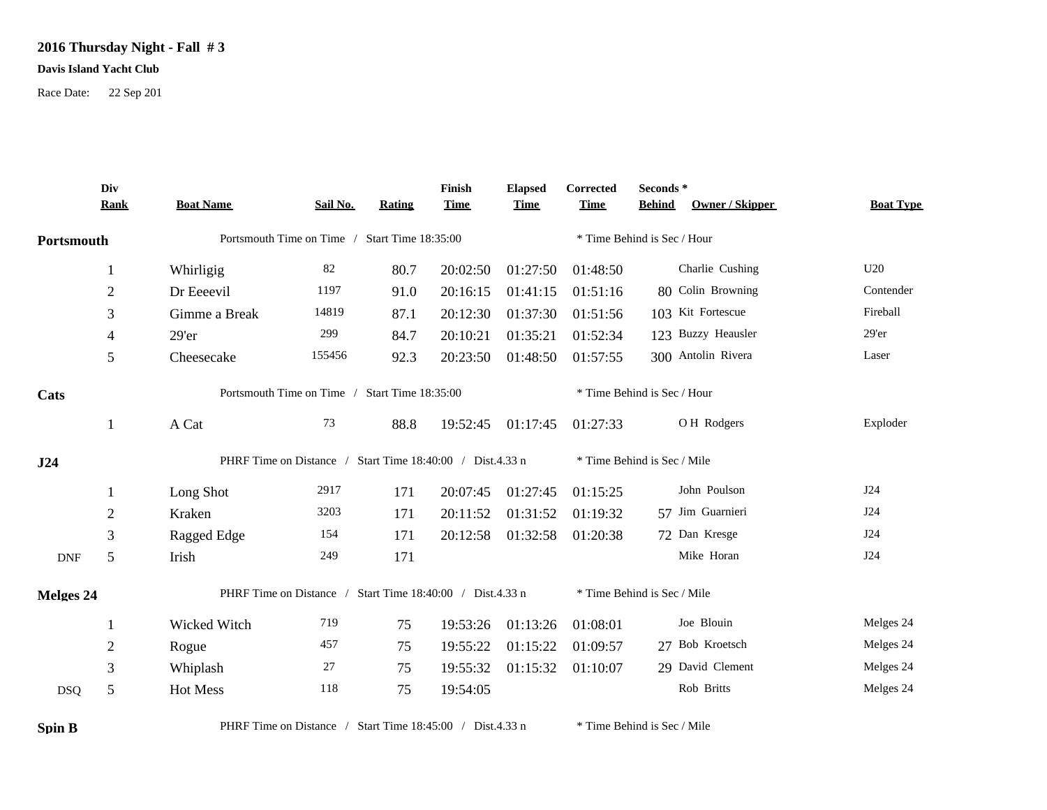**2016 Thursday Night - Fall # 3**

**Davis Island Yacht Club**

Race Date: 22 Sep 201

| | Div Rank | Boat Name | Sail No. | Rating | Finish Time | Elapsed Time | Corrected Time | Seconds * Behind | Owner / Skipper | Boat Type |
|---|---|---|---|---|---|---|---|---|---|---|
| **Portsmouth** | | Portsmouth Time on Time / Start Time 18:35:00 | | | | | * Time Behind is Sec / Hour | | | |
| | 1 | Whirligig | 82 | 80.7 | 20:02:50 | 01:27:50 | 01:48:50 | | Charlie Cushing | U20 |
| | 2 | Dr Eeeevil | 1197 | 91.0 | 20:16:15 | 01:41:15 | 01:51:16 | 80 | Colin Browning | Contender |
| | 3 | Gimme a Break | 14819 | 87.1 | 20:12:30 | 01:37:30 | 01:51:56 | 103 | Kit Fortescue | Fireball |
| | 4 | 29'er | 299 | 84.7 | 20:10:21 | 01:35:21 | 01:52:34 | 123 | Buzzy Heausler | 29'er |
| | 5 | Cheesecake | 155456 | 92.3 | 20:23:50 | 01:48:50 | 01:57:55 | 300 | Antolin Rivera | Laser |
| **Cats** | | Portsmouth Time on Time / Start Time 18:35:00 | | | | | * Time Behind is Sec / Hour | | | |
| | 1 | A Cat | 73 | 88.8 | 19:52:45 | 01:17:45 | 01:27:33 | | O H Rodgers | Exploder |
| **J24** | | PHRF Time on Distance / Start Time 18:40:00 / Dist.4.33 n | | | | | * Time Behind is Sec / Mile | | | |
| | 1 | Long Shot | 2917 | 171 | 20:07:45 | 01:27:45 | 01:15:25 | | John Poulson | J24 |
| | 2 | Kraken | 3203 | 171 | 20:11:52 | 01:31:52 | 01:19:32 | 57 | Jim Guarnieri | J24 |
| | 3 | Ragged Edge | 154 | 171 | 20:12:58 | 01:32:58 | 01:20:38 | 72 | Dan Kresge | J24 |
| DNF | 5 | Irish | 249 | 171 | | | | | Mike Horan | J24 |
| **Melges 24** | | PHRF Time on Distance / Start Time 18:40:00 / Dist.4.33 n | | | | | * Time Behind is Sec / Mile | | | |
| | 1 | Wicked Witch | 719 | 75 | 19:53:26 | 01:13:26 | 01:08:01 | | Joe Blouin | Melges 24 |
| | 2 | Rogue | 457 | 75 | 19:55:22 | 01:15:22 | 01:09:57 | 27 | Bob Kroetsch | Melges 24 |
| | 3 | Whiplash | 27 | 75 | 19:55:32 | 01:15:32 | 01:10:07 | 29 | David Clement | Melges 24 |
| DSQ | 5 | Hot Mess | 118 | 75 | 19:54:05 | | | | Rob Britts | Melges 24 |
| **Spin B** | | PHRF Time on Distance / Start Time 18:45:00 / Dist.4.33 n | | | | | * Time Behind is Sec / Mile | | | |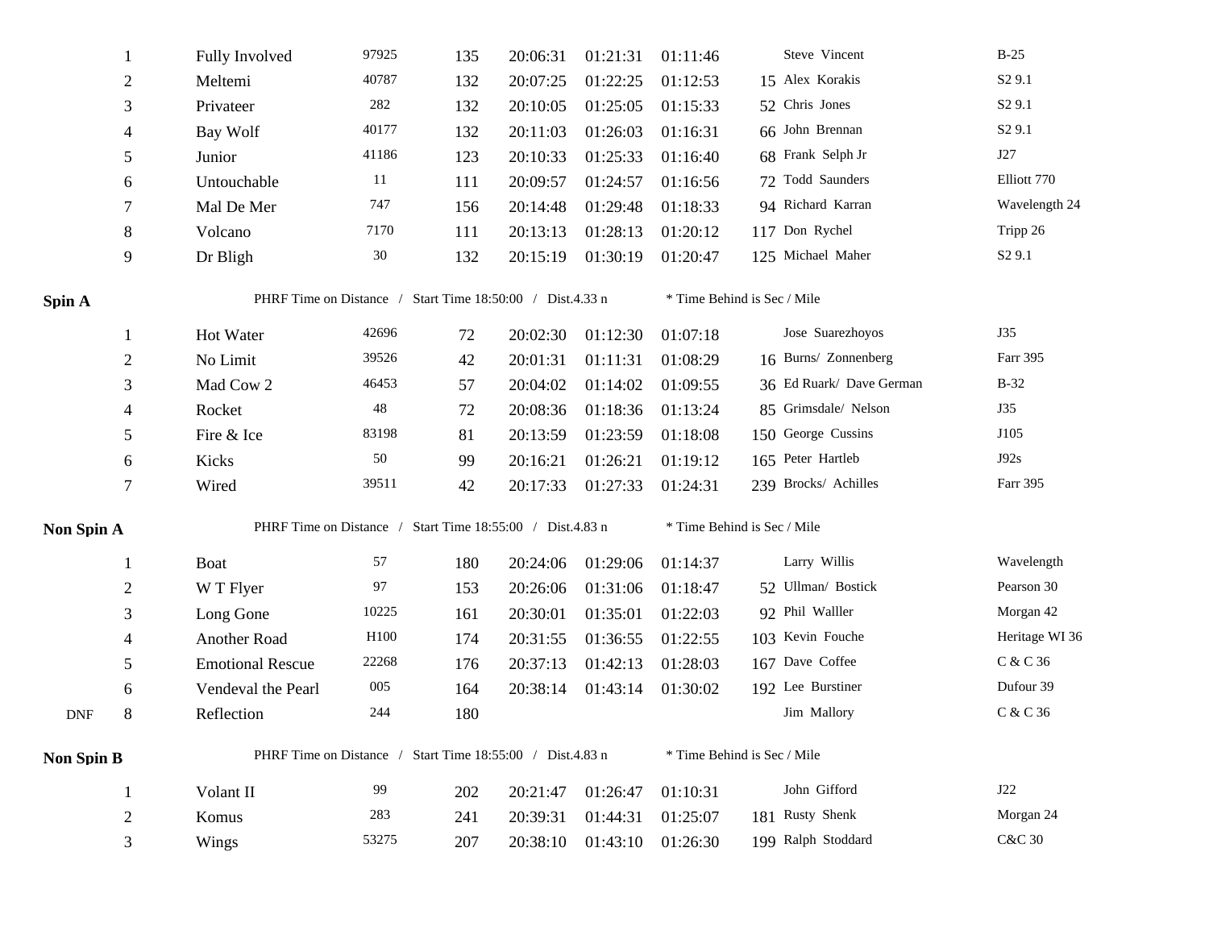| | Pos | Boat | Sail # | PHRF | Finish | Elapsed | Corrected | Behind* | Skipper | Type |
|---|---|---|---|---|---|---|---|---|---|---|
| | 1 | Fully Involved | 97925 | 135 | 20:06:31 | 01:21:31 | 01:11:46 | | Steve Vincent | B-25 |
| | 2 | Meltemi | 40787 | 132 | 20:07:25 | 01:22:25 | 01:12:53 | 15 | Alex Korakis | S2 9.1 |
| | 3 | Privateer | 282 | 132 | 20:10:05 | 01:25:05 | 01:15:33 | 52 | Chris Jones | S2 9.1 |
| | 4 | Bay Wolf | 40177 | 132 | 20:11:03 | 01:26:03 | 01:16:31 | 66 | John Brennan | S2 9.1 |
| | 5 | Junior | 41186 | 123 | 20:10:33 | 01:25:33 | 01:16:40 | 68 | Frank Selph Jr | J27 |
| | 6 | Untouchable | 11 | 111 | 20:09:57 | 01:24:57 | 01:16:56 | 72 | Todd Saunders | Elliott 770 |
| | 7 | Mal De Mer | 747 | 156 | 20:14:48 | 01:29:48 | 01:18:33 | 94 | Richard Karran | Wavelength 24 |
| | 8 | Volcano | 7170 | 111 | 20:13:13 | 01:28:13 | 01:20:12 | 117 | Don Rychel | Tripp 26 |
| | 9 | Dr Bligh | 30 | 132 | 20:15:19 | 01:30:19 | 01:20:47 | 125 | Michael Maher | S2 9.1 |

**Spin A** — PHRF Time on Distance / Start Time 18:50:00 / Dist.4.33 n — * Time Behind is Sec / Mile

| | Pos | Boat | Sail # | PHRF | Finish | Elapsed | Corrected | Behind* | Skipper | Type |
|---|---|---|---|---|---|---|---|---|---|---|
| | 1 | Hot Water | 42696 | 72 | 20:02:30 | 01:12:30 | 01:07:18 | | Jose Suarezhoyos | J35 |
| | 2 | No Limit | 39526 | 42 | 20:01:31 | 01:11:31 | 01:08:29 | 16 | Burns/ Zonnenberg | Farr 395 |
| | 3 | Mad Cow 2 | 46453 | 57 | 20:04:02 | 01:14:02 | 01:09:55 | 36 | Ed Ruark/ Dave German | B-32 |
| | 4 | Rocket | 48 | 72 | 20:08:36 | 01:18:36 | 01:13:24 | 85 | Grimsdale/ Nelson | J35 |
| | 5 | Fire & Ice | 83198 | 81 | 20:13:59 | 01:23:59 | 01:18:08 | 150 | George Cussins | J105 |
| | 6 | Kicks | 50 | 99 | 20:16:21 | 01:26:21 | 01:19:12 | 165 | Peter Hartleb | J92s |
| | 7 | Wired | 39511 | 42 | 20:17:33 | 01:27:33 | 01:24:31 | 239 | Brocks/ Achilles | Farr 395 |

**Non Spin A** — PHRF Time on Distance / Start Time 18:55:00 / Dist.4.83 n — * Time Behind is Sec / Mile

| | Pos | Boat | Sail # | PHRF | Finish | Elapsed | Corrected | Behind* | Skipper | Type |
|---|---|---|---|---|---|---|---|---|---|---|
| | 1 | Boat | 57 | 180 | 20:24:06 | 01:29:06 | 01:14:37 | | Larry Willis | Wavelength |
| | 2 | W T Flyer | 97 | 153 | 20:26:06 | 01:31:06 | 01:18:47 | 52 | Ullman/ Bostick | Pearson 30 |
| | 3 | Long Gone | 10225 | 161 | 20:30:01 | 01:35:01 | 01:22:03 | 92 | Phil Walller | Morgan 42 |
| | 4 | Another Road | H100 | 174 | 20:31:55 | 01:36:55 | 01:22:55 | 103 | Kevin Fouche | Heritage WI 36 |
| | 5 | Emotional Rescue | 22268 | 176 | 20:37:13 | 01:42:13 | 01:28:03 | 167 | Dave Coffee | C & C 36 |
| | 6 | Vendeval the Pearl | 005 | 164 | 20:38:14 | 01:43:14 | 01:30:02 | 192 | Lee Burstiner | Dufour 39 |
| DNF | 8 | Reflection | 244 | 180 | | | | | Jim Mallory | C & C 36 |

**Non Spin B** — PHRF Time on Distance / Start Time 18:55:00 / Dist.4.83 n — * Time Behind is Sec / Mile

| | Pos | Boat | Sail # | PHRF | Finish | Elapsed | Corrected | Behind* | Skipper | Type |
|---|---|---|---|---|---|---|---|---|---|---|
| | 1 | Volant II | 99 | 202 | 20:21:47 | 01:26:47 | 01:10:31 | | John Gifford | J22 |
| | 2 | Komus | 283 | 241 | 20:39:31 | 01:44:31 | 01:25:07 | 181 | Rusty Shenk | Morgan 24 |
| | 3 | Wings | 53275 | 207 | 20:38:10 | 01:43:10 | 01:26:30 | 199 | Ralph Stoddard | C&C 30 |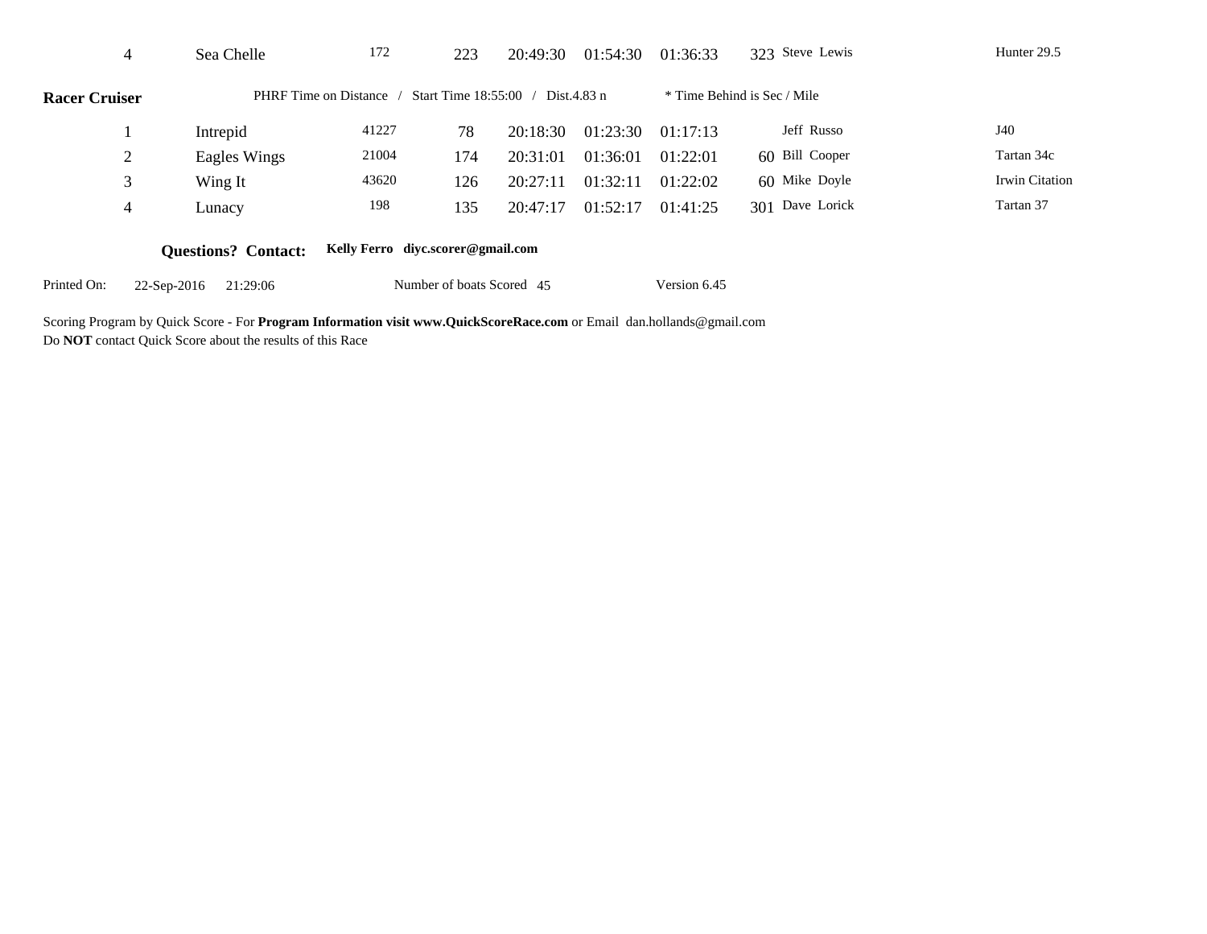| | | | | | | | | | |
|---|---|---|---|---|---|---|---|---|---|
| 4 | Sea Chelle | 172 | 223 | 20:49:30 | 01:54:30 | 01:36:33 | 323 | Steve Lewis | Hunter 29.5 |

**Racer Cruiser** PHRF Time on Distance / Start Time 18:55:00 / Dist.4.83 n * Time Behind is Sec / Mile

| | | | | | | | | | |
|---|---|---|---|---|---|---|---|---|---|
| 1 | Intrepid | 41227 | 78 | 20:18:30 | 01:23:30 | 01:17:13 | | Jeff Russo | J40 |
| 2 | Eagles Wings | 21004 | 174 | 20:31:01 | 01:36:01 | 01:22:01 | 60 | Bill Cooper | Tartan 34c |
| 3 | Wing It | 43620 | 126 | 20:27:11 | 01:32:11 | 01:22:02 | 60 | Mike Doyle | Irwin Citation |
| 4 | Lunacy | 198 | 135 | 20:47:17 | 01:52:17 | 01:41:25 | 301 | Dave Lorick | Tartan 37 |

**Questions? Contact:** **Kelly Ferro diyc.scorer@gmail.com**

Printed On: 22-Sep-2016 21:29:06 Number of boats Scored 45 Version 6.45

Scoring Program by Quick Score - For **Program Information visit www.QuickScoreRace.com** or Email dan.hollands@gmail.com
Do **NOT** contact Quick Score about the results of this Race